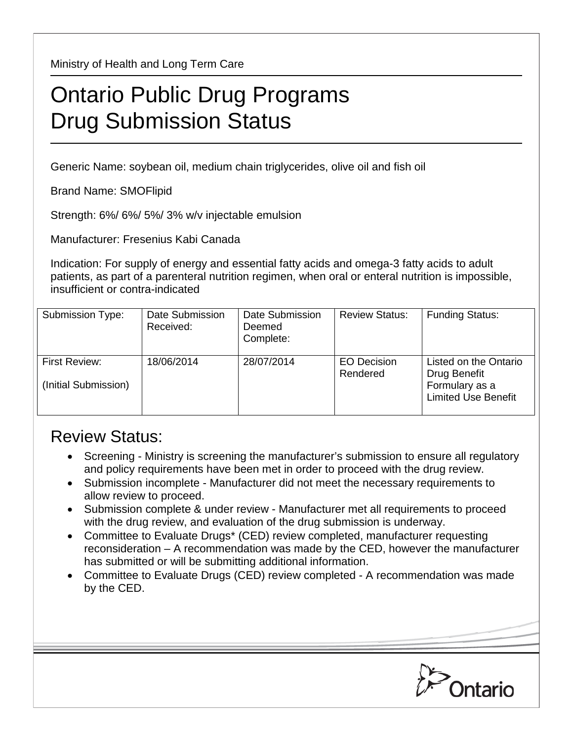Ministry of Health and Long Term Care

# Ontario Public Drug Programs
# Drug Submission Status

Generic Name: soybean oil, medium chain triglycerides, olive oil and fish oil

Brand Name: SMOFlipid

Strength: 6%/ 6%/ 5%/ 3% w/v injectable emulsion

Manufacturer: Fresenius Kabi Canada

Indication: For supply of energy and essential fatty acids and omega-3 fatty acids to adult patients, as part of a parenteral nutrition regimen, when oral or enteral nutrition is impossible, insufficient or contra-indicated

| Submission Type: | Date Submission Received: | Date Submission Deemed Complete: | Review Status: | Funding Status: |
|---|---|---|---|---|
| First Review: (Initial Submission) | 18/06/2014 | 28/07/2014 | EO Decision Rendered | Listed on the Ontario Drug Benefit Formulary as a Limited Use Benefit |

## Review Status:

- Screening - Ministry is screening the manufacturer's submission to ensure all regulatory and policy requirements have been met in order to proceed with the drug review.
- Submission incomplete - Manufacturer did not meet the necessary requirements to allow review to proceed.
- Submission complete & under review - Manufacturer met all requirements to proceed with the drug review, and evaluation of the drug submission is underway.
- Committee to Evaluate Drugs* (CED) review completed, manufacturer requesting reconsideration – A recommendation was made by the CED, however the manufacturer has submitted or will be submitting additional information.
- Committee to Evaluate Drugs (CED) review completed - A recommendation was made by the CED.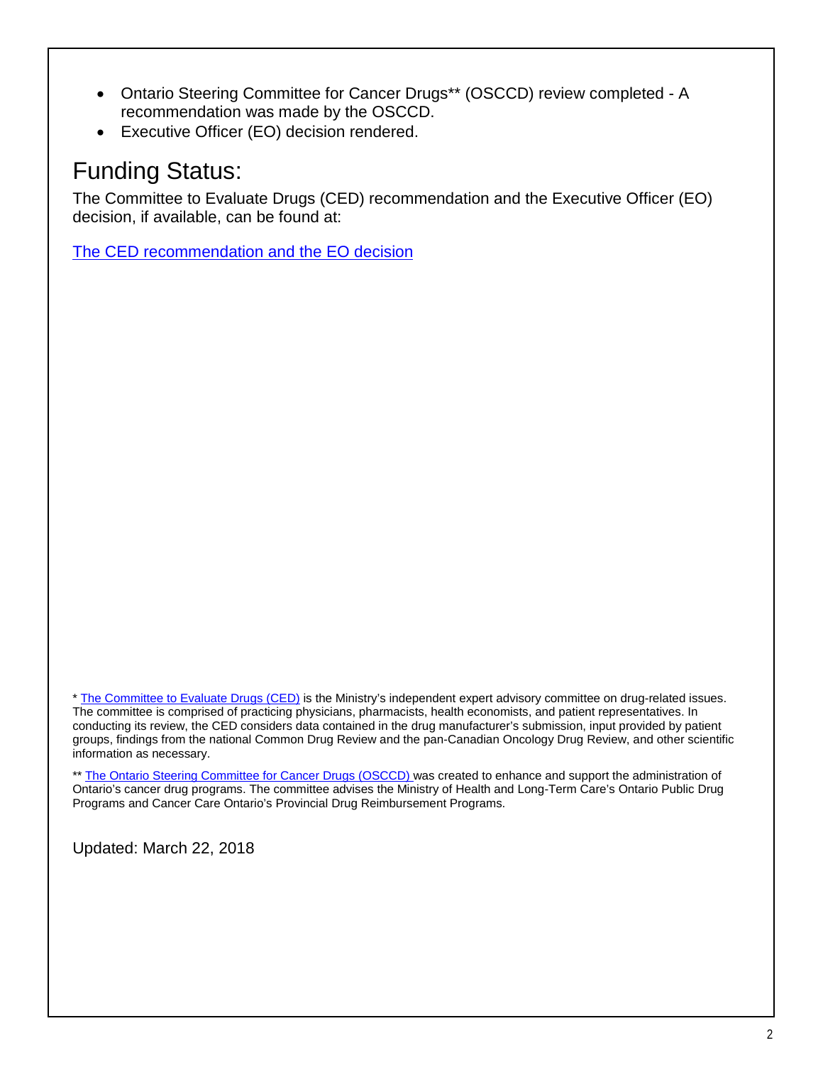- Ontario Steering Committee for Cancer Drugs** (OSCCD) review completed - A recommendation was made by the OSCCD.
- Executive Officer (EO) decision rendered.

# Funding Status:

The Committee to Evaluate Drugs (CED) recommendation and the Executive Officer (EO) decision, if available, can be found at:

[The CED recommendation and the EO decision]()

* [The Committee to Evaluate Drugs (CED)]() is the Ministry's independent expert advisory committee on drug-related issues. The committee is comprised of practicing physicians, pharmacists, health economists, and patient representatives. In conducting its review, the CED considers data contained in the drug manufacturer's submission, input provided by patient groups, findings from the national Common Drug Review and the pan-Canadian Oncology Drug Review, and other scientific information as necessary.

** [The Ontario Steering Committee for Cancer Drugs (OSCCD)]() was created to enhance and support the administration of Ontario's cancer drug programs. The committee advises the Ministry of Health and Long-Term Care's Ontario Public Drug Programs and Cancer Care Ontario's Provincial Drug Reimbursement Programs.

Updated: March 22, 2018